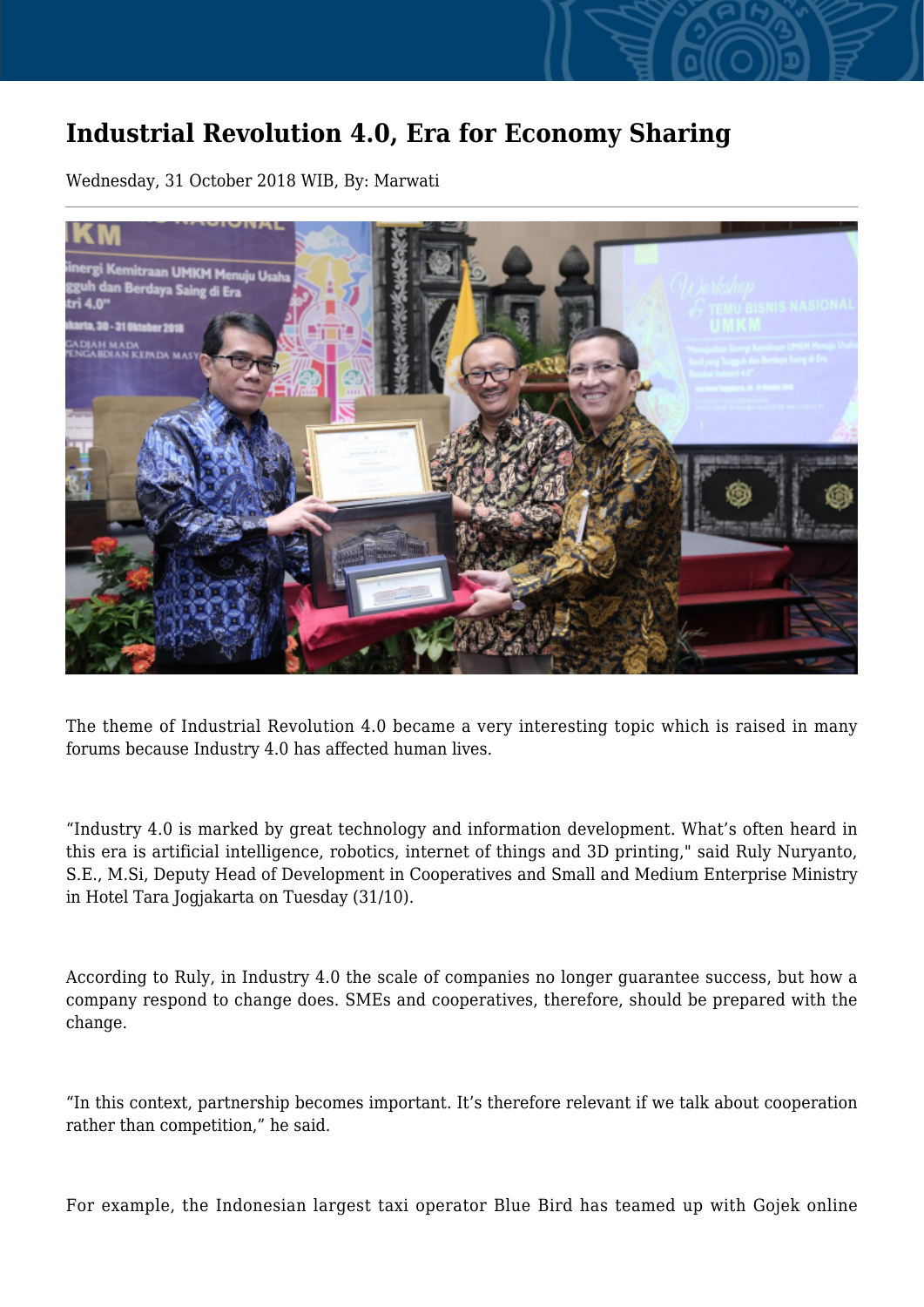# Industrial Revolution 4.0, Era for Economy Sharing

Wednesday, 31 October 2018 WIB, By: Marwati

The theme of Industrial Revolution 4.0 became a very interesting topic which is raised in many forums because Industry 4.0 has affected human lives.

“Industry 4.0 is marked by great technology and information development. What’s often heard in this era is artificial intelligence, robotics, internet of things and 3D printing," said Ruly Nuryanto, S.E., M.Si, Deputy Head of Development in Cooperatives and Small and Medium Enterprise Ministry in Hotel Tara Jogjakarta on Tuesday (31/10).

According to Ruly, in Industry 4.0 the scale of companies no longer guarantee success, but how a company respond to change does. SMEs and cooperatives, therefore, should be prepared with the change.

“In this context, partnership becomes important. It’s therefore relevant if we talk about cooperation rather than competition,” he said.

For example, the Indonesian largest taxi operator Blue Bird has teamed up with Gojek online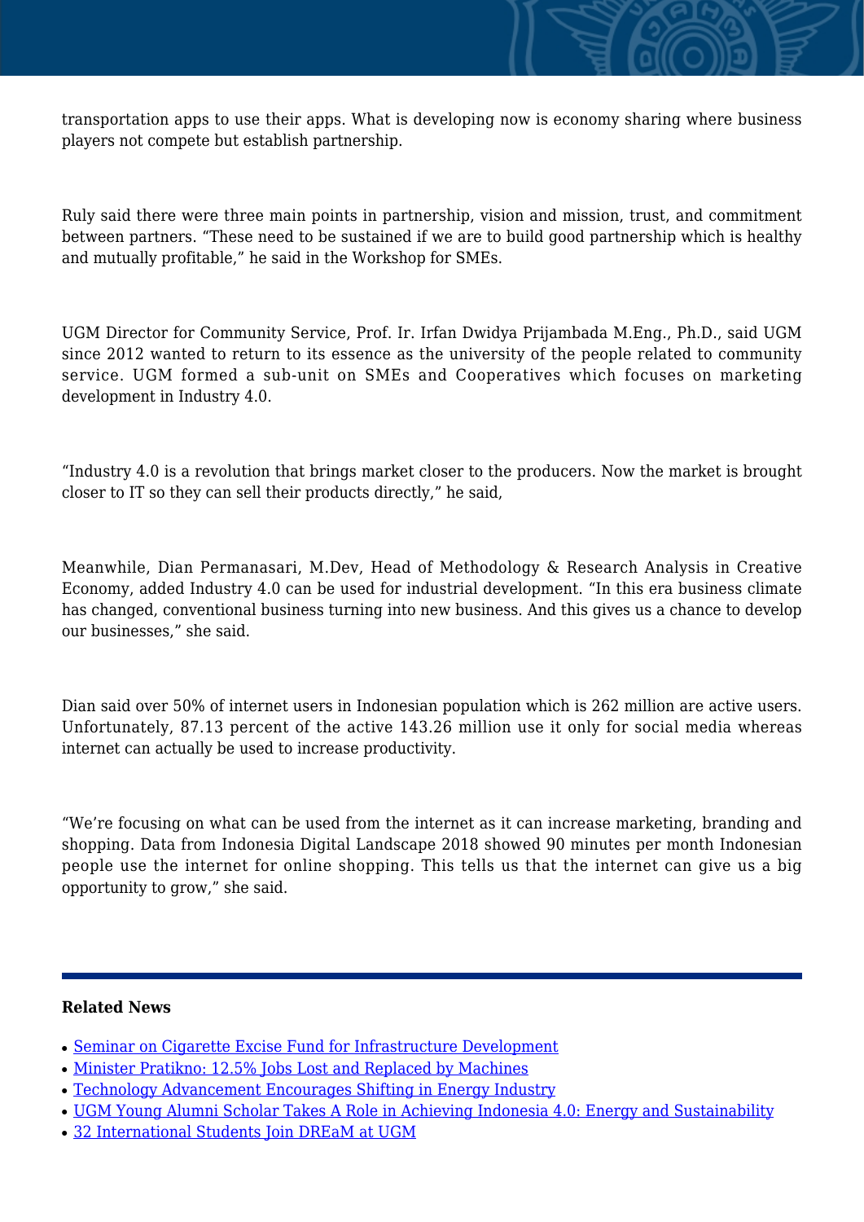transportation apps to use their apps. What is developing now is economy sharing where business players not compete but establish partnership.

Ruly said there were three main points in partnership, vision and mission, trust, and commitment between partners. “These need to be sustained if we are to build good partnership which is healthy and mutually profitable,” he said in the Workshop for SMEs.

UGM Director for Community Service, Prof. Ir. Irfan Dwidya Prijambada M.Eng., Ph.D., said UGM since 2012 wanted to return to its essence as the university of the people related to community service. UGM formed a sub-unit on SMEs and Cooperatives which focuses on marketing development in Industry 4.0.

“Industry 4.0 is a revolution that brings market closer to the producers. Now the market is brought closer to IT so they can sell their products directly,” he said,

Meanwhile, Dian Permanasari, M.Dev, Head of Methodology & Research Analysis in Creative Economy, added Industry 4.0 can be used for industrial development. “In this era business climate has changed, conventional business turning into new business. And this gives us a chance to develop our businesses,” she said.

Dian said over 50% of internet users in Indonesian population which is 262 million are active users. Unfortunately, 87.13 percent of the active 143.26 million use it only for social media whereas internet can actually be used to increase productivity.

“We’re focusing on what can be used from the internet as it can increase marketing, branding and shopping. Data from Indonesia Digital Landscape 2018 showed 90 minutes per month Indonesian people use the internet for online shopping. This tells us that the internet can give us a big opportunity to grow,” she said.

---

**Related News**

- Seminar on Cigarette Excise Fund for Infrastructure Development
- Minister Pratikno: 12.5% Jobs Lost and Replaced by Machines
- Technology Advancement Encourages Shifting in Energy Industry
- UGM Young Alumni Scholar Takes A Role in Achieving Indonesia 4.0: Energy and Sustainability
- 32 International Students Join DREaM at UGM